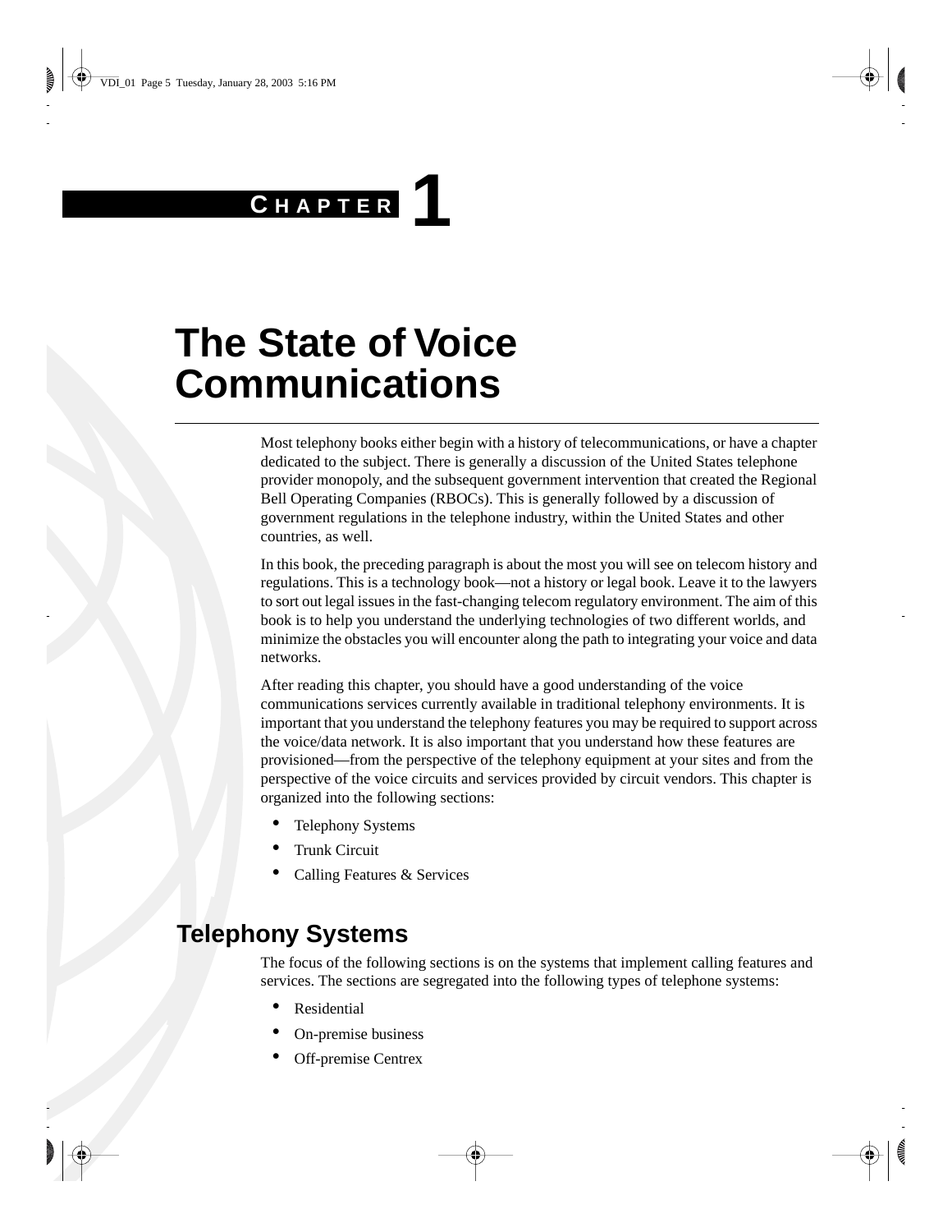# Chapter 1

# The State of Voice Communications

Most telephony books either begin with a history of telecommunications, or have a chapter dedicated to the subject. There is generally a discussion of the United States telephone provider monopoly, and the subsequent government intervention that created the Regional Bell Operating Companies (RBOCs). This is generally followed by a discussion of government regulations in the telephone industry, within the United States and other countries, as well.

In this book, the preceding paragraph is about the most you will see on telecom history and regulations. This is a technology book—not a history or legal book. Leave it to the lawyers to sort out legal issues in the fast-changing telecom regulatory environment. The aim of this book is to help you understand the underlying technologies of two different worlds, and minimize the obstacles you will encounter along the path to integrating your voice and data networks.

After reading this chapter, you should have a good understanding of the voice communications services currently available in traditional telephony environments. It is important that you understand the telephony features you may be required to support across the voice/data network. It is also important that you understand how these features are provisioned—from the perspective of the telephony equipment at your sites and from the perspective of the voice circuits and services provided by circuit vendors. This chapter is organized into the following sections:

- Telephony Systems
- Trunk Circuit
- Calling Features & Services

## Telephony Systems

The focus of the following sections is on the systems that implement calling features and services. The sections are segregated into the following types of telephone systems:

- Residential
- On-premise business
- Off-premise Centrex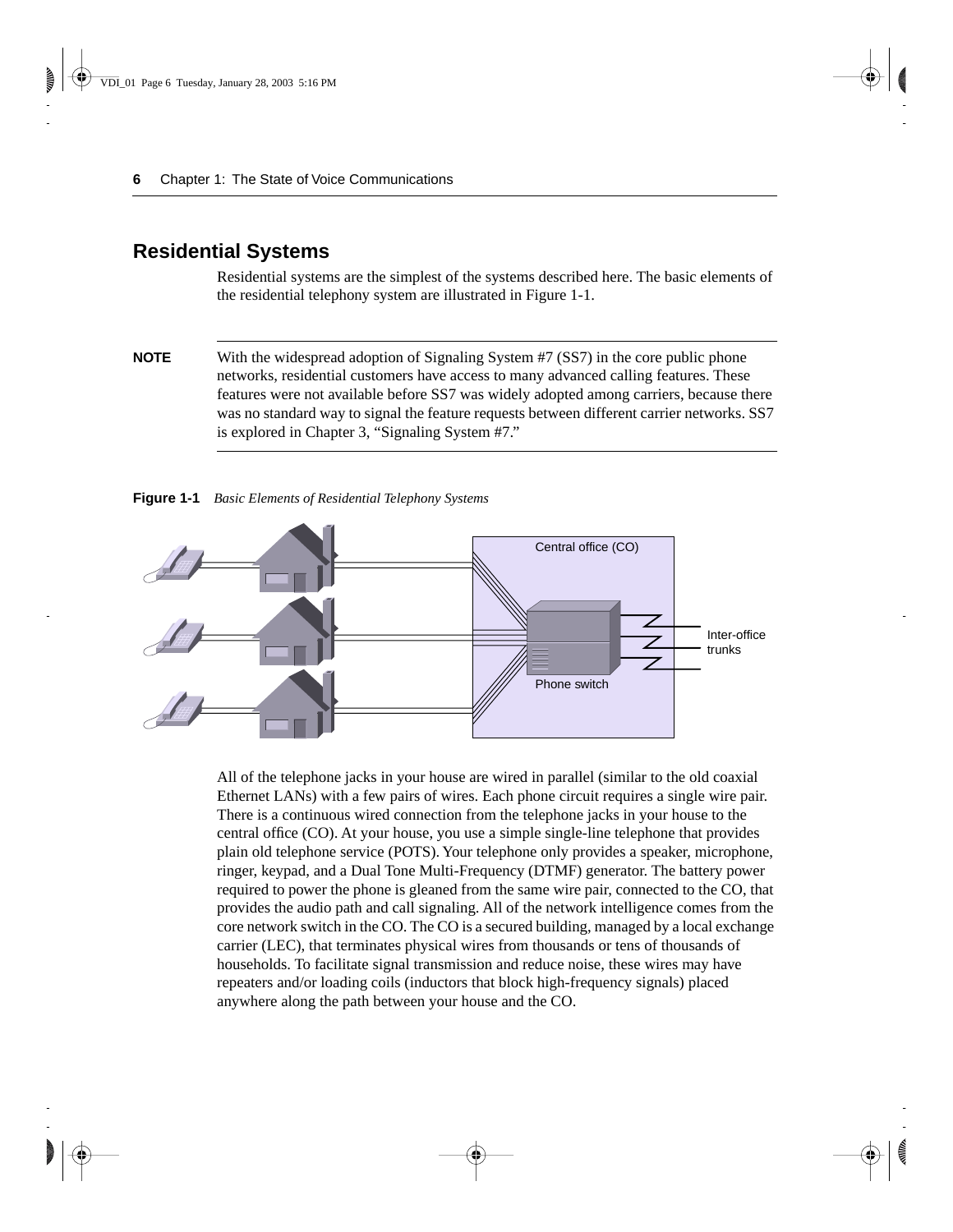## Residential Systems

Residential systems are the simplest of the systems described here. The basic elements of the residential telephony system are illustrated in Figure 1-1.

---

**NOTE** With the widespread adoption of Signaling System #7 (SS7) in the core public phone networks, residential customers have access to many advanced calling features. These features were not available before SS7 was widely adopted among carriers, because there was no standard way to signal the feature requests between different carrier networks. SS7 is explored in Chapter 3, "Signaling System #7."

---

**Figure 1-1** *Basic Elements of Residential Telephony Systems*

All of the telephone jacks in your house are wired in parallel (similar to the old coaxial Ethernet LANs) with a few pairs of wires. Each phone circuit requires a single wire pair. There is a continuous wired connection from the telephone jacks in your house to the central office (CO). At your house, you use a simple single-line telephone that provides plain old telephone service (POTS). Your telephone only provides a speaker, microphone, ringer, keypad, and a Dual Tone Multi-Frequency (DTMF) generator. The battery power required to power the phone is gleaned from the same wire pair, connected to the CO, that provides the audio path and call signaling. All of the network intelligence comes from the core network switch in the CO. The CO is a secured building, managed by a local exchange carrier (LEC), that terminates physical wires from thousands or tens of thousands of households. To facilitate signal transmission and reduce noise, these wires may have repeaters and/or loading coils (inductors that block high-frequency signals) placed anywhere along the path between your house and the CO.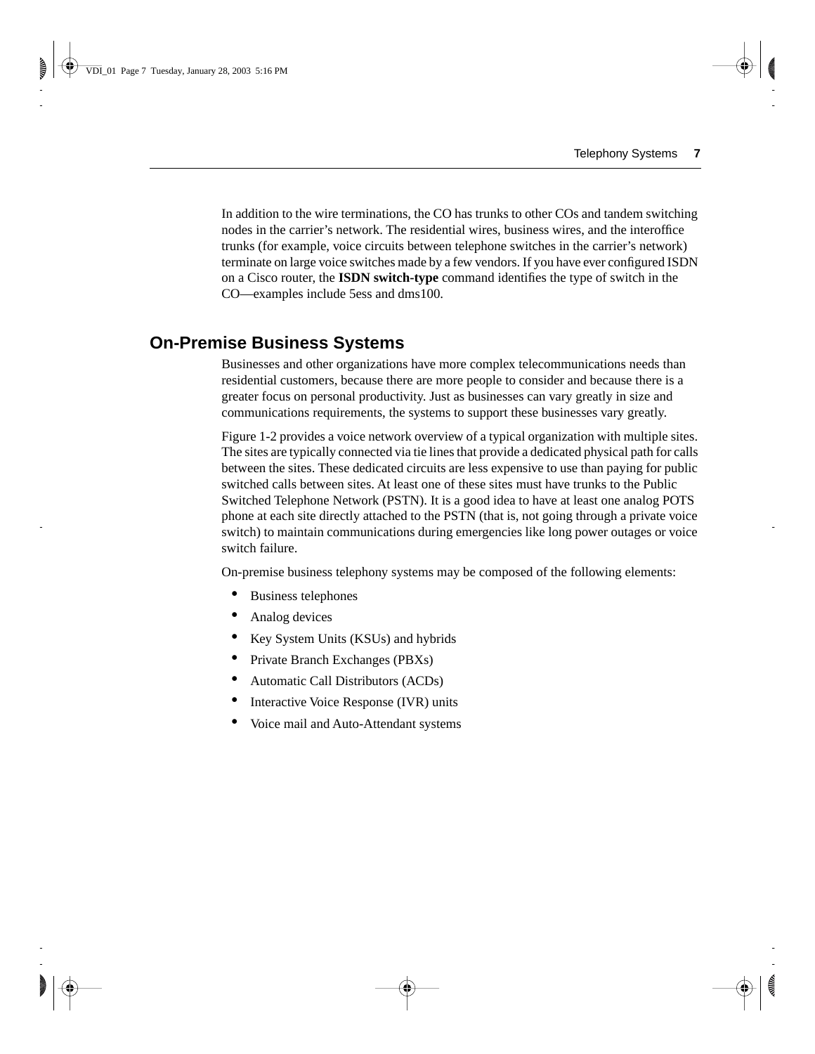In addition to the wire terminations, the CO has trunks to other COs and tandem switching nodes in the carrier's network. The residential wires, business wires, and the interoffice trunks (for example, voice circuits between telephone switches in the carrier's network) terminate on large voice switches made by a few vendors. If you have ever configured ISDN on a Cisco router, the **ISDN switch-type** command identifies the type of switch in the CO—examples include 5ess and dms100.

## On-Premise Business Systems

Businesses and other organizations have more complex telecommunications needs than residential customers, because there are more people to consider and because there is a greater focus on personal productivity. Just as businesses can vary greatly in size and communications requirements, the systems to support these businesses vary greatly.

Figure 1-2 provides a voice network overview of a typical organization with multiple sites. The sites are typically connected via tie lines that provide a dedicated physical path for calls between the sites. These dedicated circuits are less expensive to use than paying for public switched calls between sites. At least one of these sites must have trunks to the Public Switched Telephone Network (PSTN). It is a good idea to have at least one analog POTS phone at each site directly attached to the PSTN (that is, not going through a private voice switch) to maintain communications during emergencies like long power outages or voice switch failure.

On-premise business telephony systems may be composed of the following elements:

- Business telephones
- Analog devices
- Key System Units (KSUs) and hybrids
- Private Branch Exchanges (PBXs)
- Automatic Call Distributors (ACDs)
- Interactive Voice Response (IVR) units
- Voice mail and Auto-Attendant systems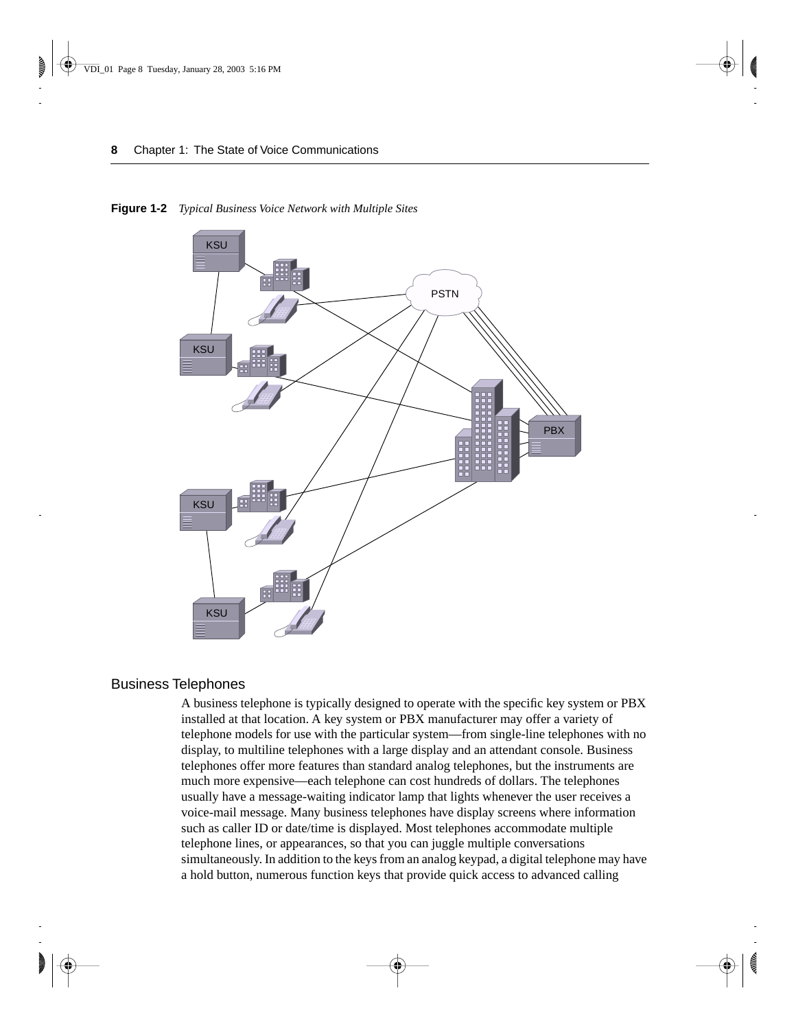**Figure 1-2** *Typical Business Voice Network with Multiple Sites*

## Business Telephones

A business telephone is typically designed to operate with the specific key system or PBX installed at that location. A key system or PBX manufacturer may offer a variety of telephone models for use with the particular system—from single-line telephones with no display, to multiline telephones with a large display and an attendant console. Business telephones offer more features than standard analog telephones, but the instruments are much more expensive—each telephone can cost hundreds of dollars. The telephones usually have a message-waiting indicator lamp that lights whenever the user receives a voice-mail message. Many business telephones have display screens where information such as caller ID or date/time is displayed. Most telephones accommodate multiple telephone lines, or appearances, so that you can juggle multiple conversations simultaneously. In addition to the keys from an analog keypad, a digital telephone may have a hold button, numerous function keys that provide quick access to advanced calling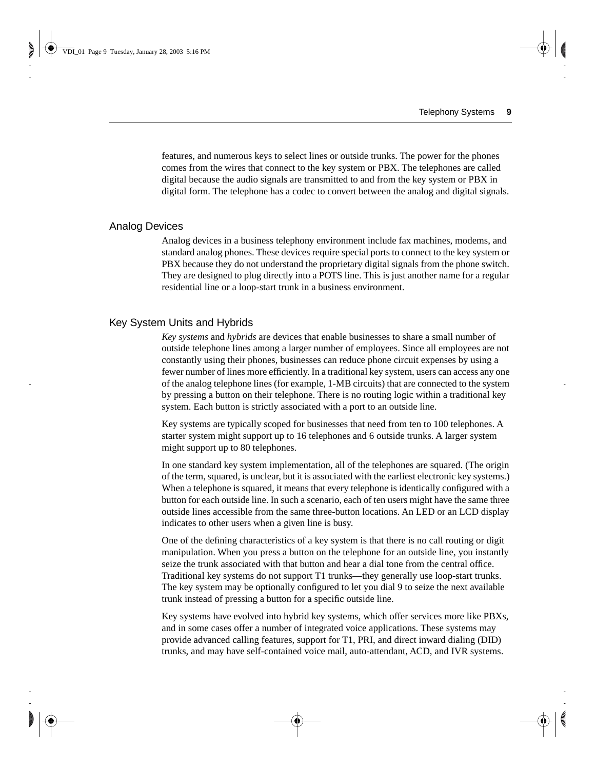features, and numerous keys to select lines or outside trunks. The power for the phones comes from the wires that connect to the key system or PBX. The telephones are called digital because the audio signals are transmitted to and from the key system or PBX in digital form. The telephone has a codec to convert between the analog and digital signals.

## Analog Devices

Analog devices in a business telephony environment include fax machines, modems, and standard analog phones. These devices require special ports to connect to the key system or PBX because they do not understand the proprietary digital signals from the phone switch. They are designed to plug directly into a POTS line. This is just another name for a regular residential line or a loop-start trunk in a business environment.

## Key System Units and Hybrids

*Key systems* and *hybrids* are devices that enable businesses to share a small number of outside telephone lines among a larger number of employees. Since all employees are not constantly using their phones, businesses can reduce phone circuit expenses by using a fewer number of lines more efficiently. In a traditional key system, users can access any one of the analog telephone lines (for example, 1-MB circuits) that are connected to the system by pressing a button on their telephone. There is no routing logic within a traditional key system. Each button is strictly associated with a port to an outside line.

Key systems are typically scoped for businesses that need from ten to 100 telephones. A starter system might support up to 16 telephones and 6 outside trunks. A larger system might support up to 80 telephones.

In one standard key system implementation, all of the telephones are squared. (The origin of the term, squared, is unclear, but it is associated with the earliest electronic key systems.) When a telephone is squared, it means that every telephone is identically configured with a button for each outside line. In such a scenario, each of ten users might have the same three outside lines accessible from the same three-button locations. An LED or an LCD display indicates to other users when a given line is busy.

One of the defining characteristics of a key system is that there is no call routing or digit manipulation. When you press a button on the telephone for an outside line, you instantly seize the trunk associated with that button and hear a dial tone from the central office. Traditional key systems do not support T1 trunks—they generally use loop-start trunks. The key system may be optionally configured to let you dial 9 to seize the next available trunk instead of pressing a button for a specific outside line.

Key systems have evolved into hybrid key systems, which offer services more like PBXs, and in some cases offer a number of integrated voice applications. These systems may provide advanced calling features, support for T1, PRI, and direct inward dialing (DID) trunks, and may have self-contained voice mail, auto-attendant, ACD, and IVR systems.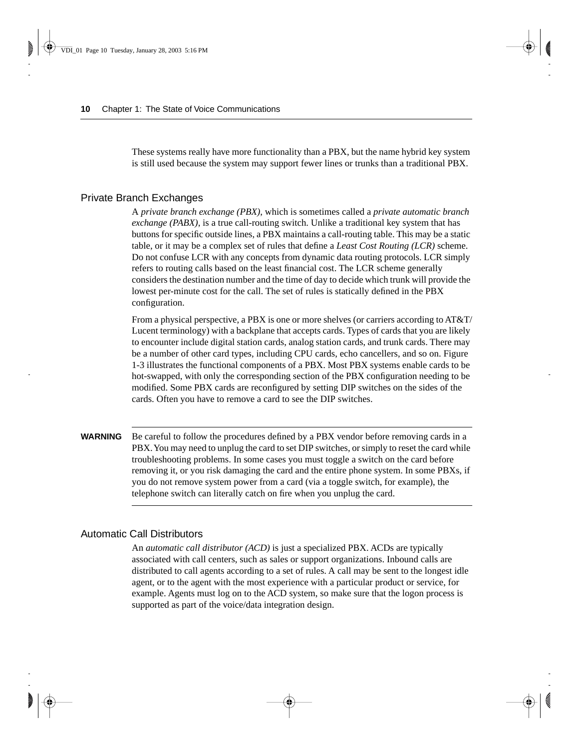These systems really have more functionality than a PBX, but the name hybrid key system is still used because the system may support fewer lines or trunks than a traditional PBX.

### Private Branch Exchanges

A *private branch exchange (PBX)*, which is sometimes called a *private automatic branch exchange (PABX)*, is a true call-routing switch. Unlike a traditional key system that has buttons for specific outside lines, a PBX maintains a call-routing table. This may be a static table, or it may be a complex set of rules that define a *Least Cost Routing (LCR)* scheme. Do not confuse LCR with any concepts from dynamic data routing protocols. LCR simply refers to routing calls based on the least financial cost. The LCR scheme generally considers the destination number and the time of day to decide which trunk will provide the lowest per-minute cost for the call. The set of rules is statically defined in the PBX configuration.

From a physical perspective, a PBX is one or more shelves (or carriers according to AT&T/Lucent terminology) with a backplane that accepts cards. Types of cards that you are likely to encounter include digital station cards, analog station cards, and trunk cards. There may be a number of other card types, including CPU cards, echo cancellers, and so on. Figure 1-3 illustrates the functional components of a PBX. Most PBX systems enable cards to be hot-swapped, with only the corresponding section of the PBX configuration needing to be modified. Some PBX cards are reconfigured by setting DIP switches on the sides of the cards. Often you have to remove a card to see the DIP switches.

---

**WARNING** Be careful to follow the procedures defined by a PBX vendor before removing cards in a PBX. You may need to unplug the card to set DIP switches, or simply to reset the card while troubleshooting problems. In some cases you must toggle a switch on the card before removing it, or you risk damaging the card and the entire phone system. In some PBXs, if you do not remove system power from a card (via a toggle switch, for example), the telephone switch can literally catch on fire when you unplug the card.

---

### Automatic Call Distributors

An *automatic call distributor (ACD)* is just a specialized PBX. ACDs are typically associated with call centers, such as sales or support organizations. Inbound calls are distributed to call agents according to a set of rules. A call may be sent to the longest idle agent, or to the agent with the most experience with a particular product or service, for example. Agents must log on to the ACD system, so make sure that the logon process is supported as part of the voice/data integration design.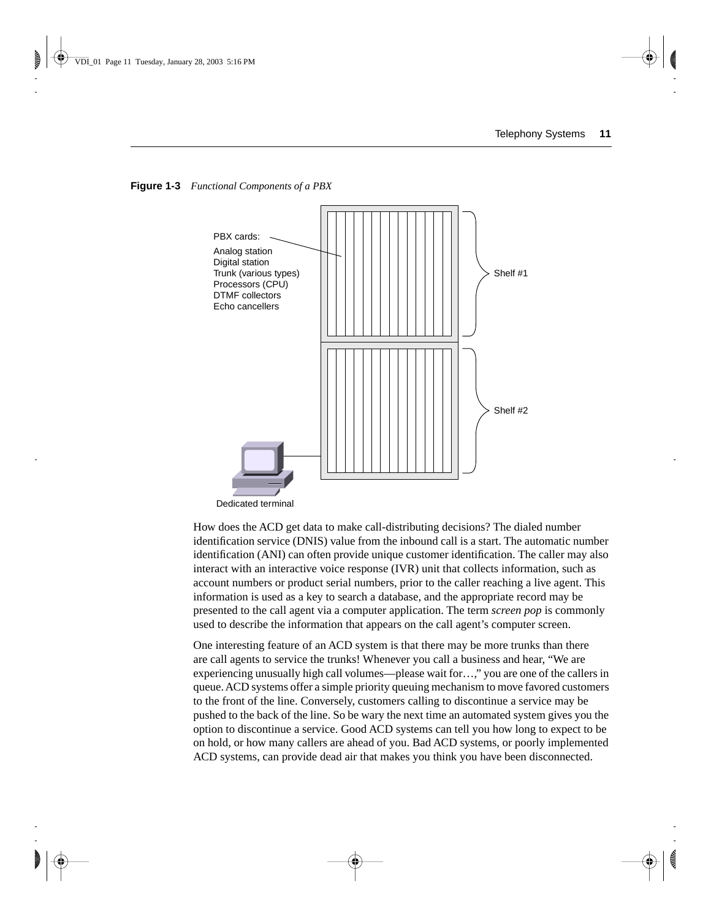**Figure 1-3** *Functional Components of a PBX*

PBX cards:

Analog station
Digital station
Trunk (various types)
Processors (CPU)
DTMF collectors
Echo cancellers

Shelf #1

Shelf #2

Dedicated terminal

How does the ACD get data to make call-distributing decisions? The dialed number identification service (DNIS) value from the inbound call is a start. The automatic number identification (ANI) can often provide unique customer identification. The caller may also interact with an interactive voice response (IVR) unit that collects information, such as account numbers or product serial numbers, prior to the caller reaching a live agent. This information is used as a key to search a database, and the appropriate record may be presented to the call agent via a computer application. The term *screen pop* is commonly used to describe the information that appears on the call agent's computer screen.

One interesting feature of an ACD system is that there may be more trunks than there are call agents to service the trunks! Whenever you call a business and hear, "We are experiencing unusually high call volumes—please wait for…," you are one of the callers in queue. ACD systems offer a simple priority queuing mechanism to move favored customers to the front of the line. Conversely, customers calling to discontinue a service may be pushed to the back of the line. So be wary the next time an automated system gives you the option to discontinue a service. Good ACD systems can tell you how long to expect to be on hold, or how many callers are ahead of you. Bad ACD systems, or poorly implemented ACD systems, can provide dead air that makes you think you have been disconnected.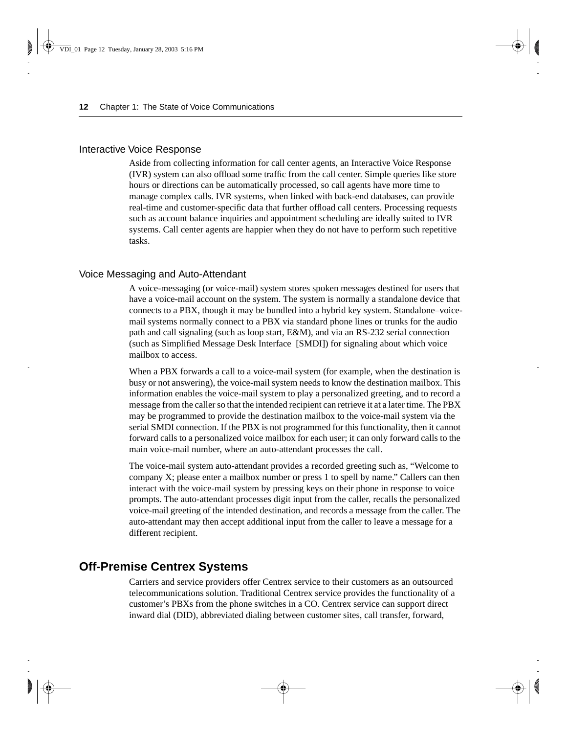### Interactive Voice Response

Aside from collecting information for call center agents, an Interactive Voice Response (IVR) system can also offload some traffic from the call center. Simple queries like store hours or directions can be automatically processed, so call agents have more time to manage complex calls. IVR systems, when linked with back-end databases, can provide real-time and customer-specific data that further offload call centers. Processing requests such as account balance inquiries and appointment scheduling are ideally suited to IVR systems. Call center agents are happier when they do not have to perform such repetitive tasks.

### Voice Messaging and Auto-Attendant

A voice-messaging (or voice-mail) system stores spoken messages destined for users that have a voice-mail account on the system. The system is normally a standalone device that connects to a PBX, though it may be bundled into a hybrid key system. Standalone–voice-mail systems normally connect to a PBX via standard phone lines or trunks for the audio path and call signaling (such as loop start, E&M), and via an RS-232 serial connection (such as Simplified Message Desk Interface [SMDI]) for signaling about which voice mailbox to access.

When a PBX forwards a call to a voice-mail system (for example, when the destination is busy or not answering), the voice-mail system needs to know the destination mailbox. This information enables the voice-mail system to play a personalized greeting, and to record a message from the caller so that the intended recipient can retrieve it at a later time. The PBX may be programmed to provide the destination mailbox to the voice-mail system via the serial SMDI connection. If the PBX is not programmed for this functionality, then it cannot forward calls to a personalized voice mailbox for each user; it can only forward calls to the main voice-mail number, where an auto-attendant processes the call.

The voice-mail system auto-attendant provides a recorded greeting such as, "Welcome to company X; please enter a mailbox number or press 1 to spell by name." Callers can then interact with the voice-mail system by pressing keys on their phone in response to voice prompts. The auto-attendant processes digit input from the caller, recalls the personalized voice-mail greeting of the intended destination, and records a message from the caller. The auto-attendant may then accept additional input from the caller to leave a message for a different recipient.

## Off-Premise Centrex Systems

Carriers and service providers offer Centrex service to their customers as an outsourced telecommunications solution. Traditional Centrex service provides the functionality of a customer's PBXs from the phone switches in a CO. Centrex service can support direct inward dial (DID), abbreviated dialing between customer sites, call transfer, forward,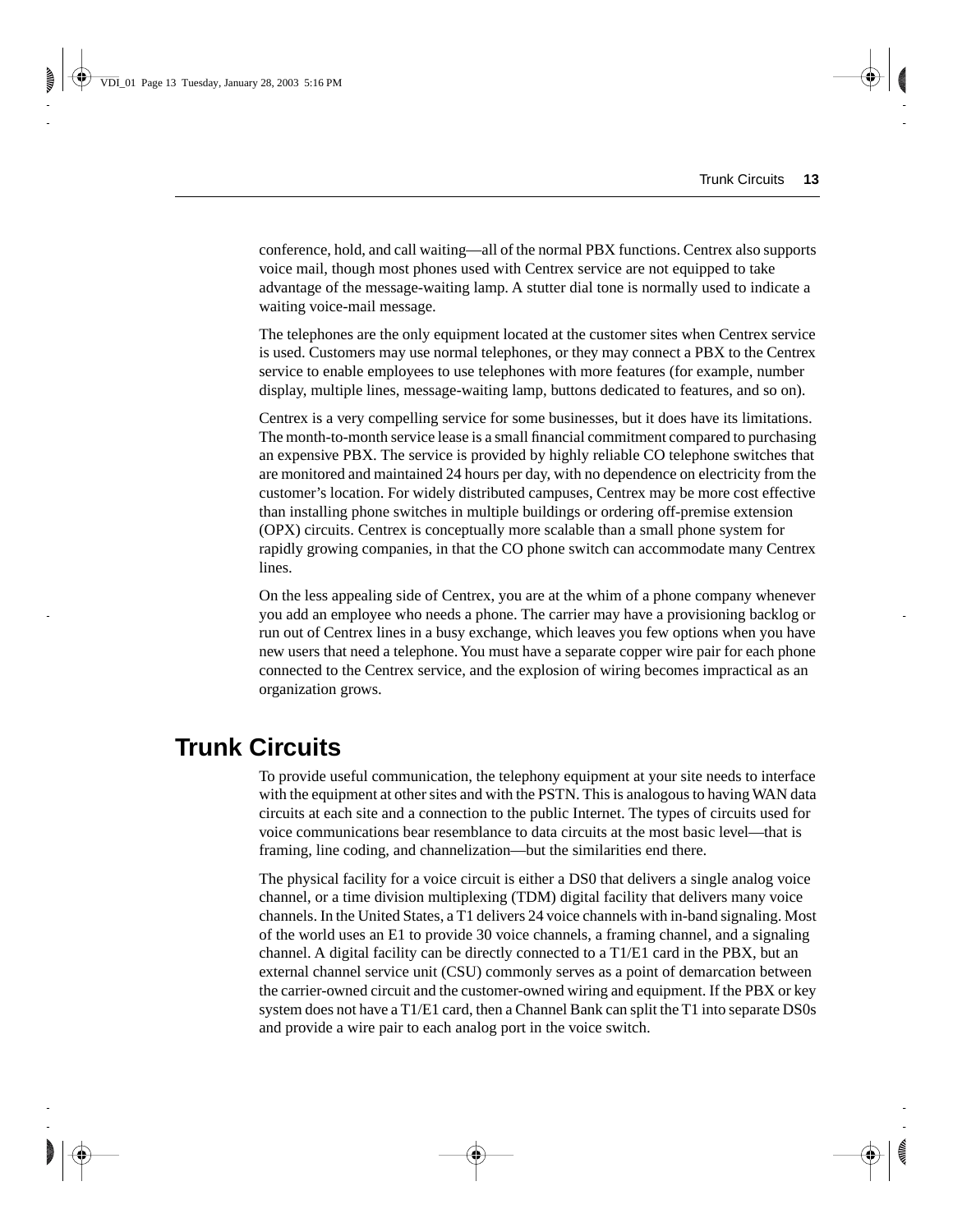conference, hold, and call waiting—all of the normal PBX functions. Centrex also supports voice mail, though most phones used with Centrex service are not equipped to take advantage of the message-waiting lamp. A stutter dial tone is normally used to indicate a waiting voice-mail message.

The telephones are the only equipment located at the customer sites when Centrex service is used. Customers may use normal telephones, or they may connect a PBX to the Centrex service to enable employees to use telephones with more features (for example, number display, multiple lines, message-waiting lamp, buttons dedicated to features, and so on).

Centrex is a very compelling service for some businesses, but it does have its limitations. The month-to-month service lease is a small financial commitment compared to purchasing an expensive PBX. The service is provided by highly reliable CO telephone switches that are monitored and maintained 24 hours per day, with no dependence on electricity from the customer's location. For widely distributed campuses, Centrex may be more cost effective than installing phone switches in multiple buildings or ordering off-premise extension (OPX) circuits. Centrex is conceptually more scalable than a small phone system for rapidly growing companies, in that the CO phone switch can accommodate many Centrex lines.

On the less appealing side of Centrex, you are at the whim of a phone company whenever you add an employee who needs a phone. The carrier may have a provisioning backlog or run out of Centrex lines in a busy exchange, which leaves you few options when you have new users that need a telephone. You must have a separate copper wire pair for each phone connected to the Centrex service, and the explosion of wiring becomes impractical as an organization grows.

## Trunk Circuits

To provide useful communication, the telephony equipment at your site needs to interface with the equipment at other sites and with the PSTN. This is analogous to having WAN data circuits at each site and a connection to the public Internet. The types of circuits used for voice communications bear resemblance to data circuits at the most basic level—that is framing, line coding, and channelization—but the similarities end there.

The physical facility for a voice circuit is either a DS0 that delivers a single analog voice channel, or a time division multiplexing (TDM) digital facility that delivers many voice channels. In the United States, a T1 delivers 24 voice channels with in-band signaling. Most of the world uses an E1 to provide 30 voice channels, a framing channel, and a signaling channel. A digital facility can be directly connected to a T1/E1 card in the PBX, but an external channel service unit (CSU) commonly serves as a point of demarcation between the carrier-owned circuit and the customer-owned wiring and equipment. If the PBX or key system does not have a T1/E1 card, then a Channel Bank can split the T1 into separate DS0s and provide a wire pair to each analog port in the voice switch.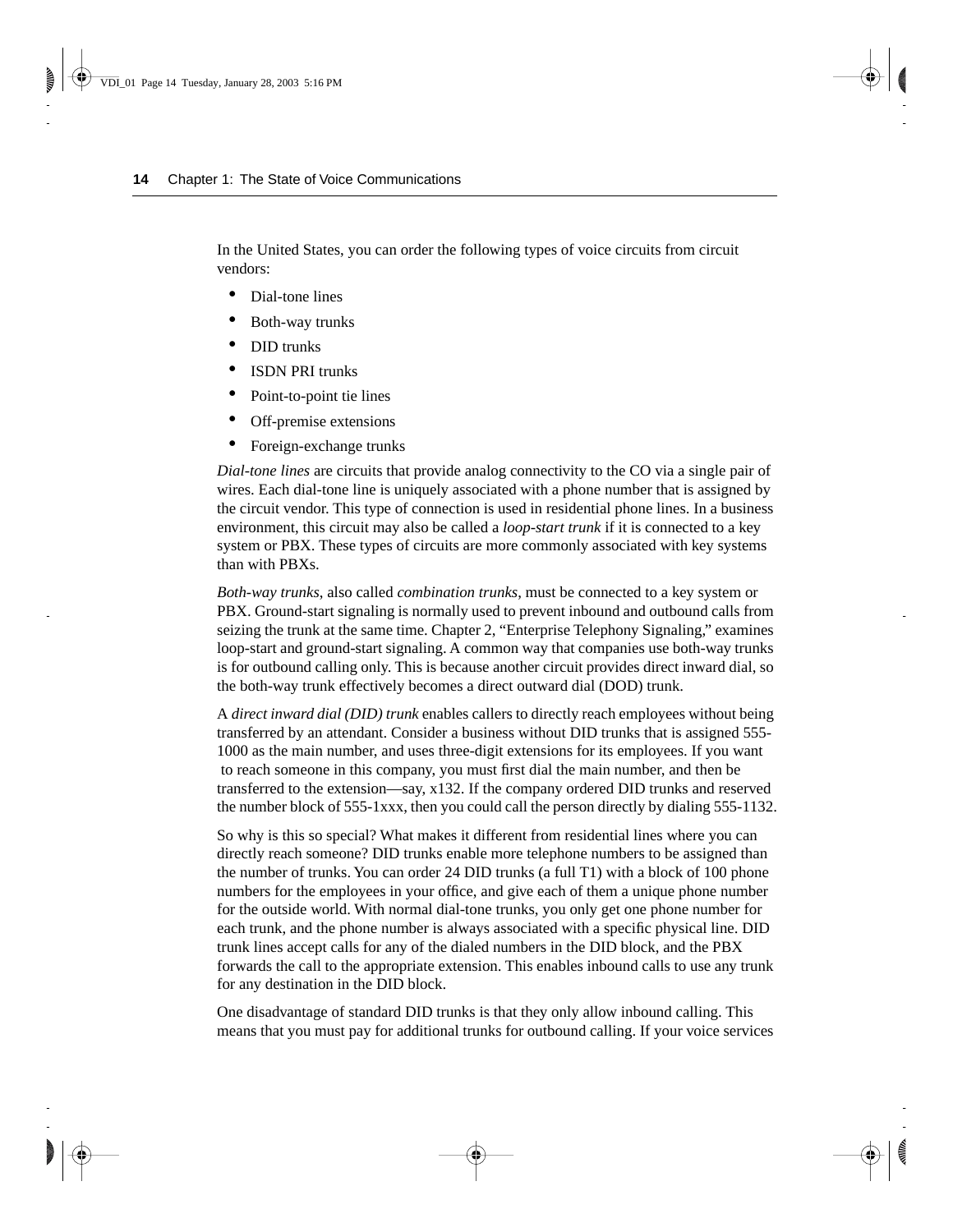In the United States, you can order the following types of voice circuits from circuit vendors:

- Dial-tone lines
- Both-way trunks
- DID trunks
- ISDN PRI trunks
- Point-to-point tie lines
- Off-premise extensions
- Foreign-exchange trunks

*Dial-tone lines* are circuits that provide analog connectivity to the CO via a single pair of wires. Each dial-tone line is uniquely associated with a phone number that is assigned by the circuit vendor. This type of connection is used in residential phone lines. In a business environment, this circuit may also be called a *loop-start trunk* if it is connected to a key system or PBX. These types of circuits are more commonly associated with key systems than with PBXs.

*Both-way trunks*, also called *combination trunks*, must be connected to a key system or PBX. Ground-start signaling is normally used to prevent inbound and outbound calls from seizing the trunk at the same time. Chapter 2, "Enterprise Telephony Signaling," examines loop-start and ground-start signaling. A common way that companies use both-way trunks is for outbound calling only. This is because another circuit provides direct inward dial, so the both-way trunk effectively becomes a direct outward dial (DOD) trunk.

A *direct inward dial (DID) trunk* enables callers to directly reach employees without being transferred by an attendant. Consider a business without DID trunks that is assigned 555-1000 as the main number, and uses three-digit extensions for its employees. If you want to reach someone in this company, you must first dial the main number, and then be transferred to the extension—say, x132. If the company ordered DID trunks and reserved the number block of 555-1xxx, then you could call the person directly by dialing 555-1132.

So why is this so special? What makes it different from residential lines where you can directly reach someone? DID trunks enable more telephone numbers to be assigned than the number of trunks. You can order 24 DID trunks (a full T1) with a block of 100 phone numbers for the employees in your office, and give each of them a unique phone number for the outside world. With normal dial-tone trunks, you only get one phone number for each trunk, and the phone number is always associated with a specific physical line. DID trunk lines accept calls for any of the dialed numbers in the DID block, and the PBX forwards the call to the appropriate extension. This enables inbound calls to use any trunk for any destination in the DID block.

One disadvantage of standard DID trunks is that they only allow inbound calling. This means that you must pay for additional trunks for outbound calling. If your voice services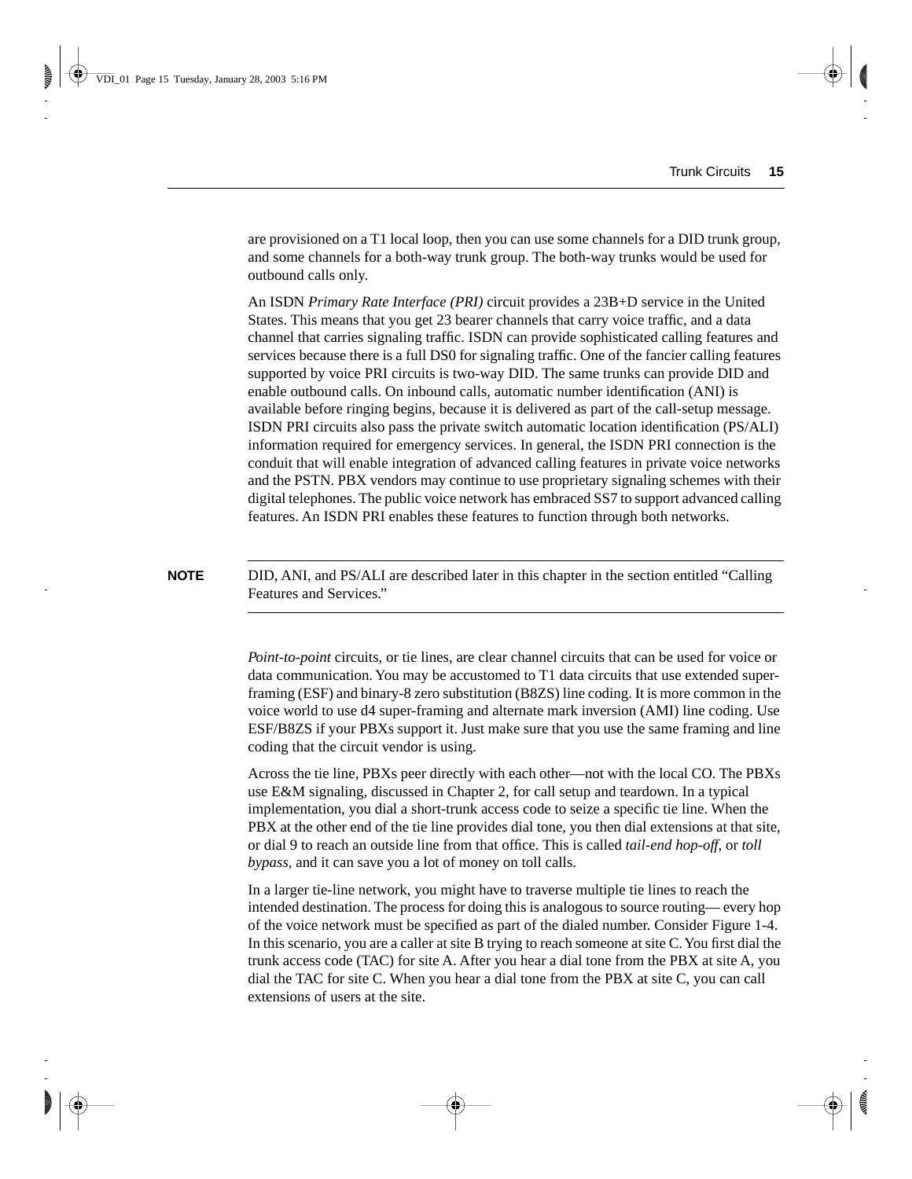are provisioned on a T1 local loop, then you can use some channels for a DID trunk group, and some channels for a both-way trunk group. The both-way trunks would be used for outbound calls only.

An ISDN *Primary Rate Interface (PRI)* circuit provides a 23B+D service in the United States. This means that you get 23 bearer channels that carry voice traffic, and a data channel that carries signaling traffic. ISDN can provide sophisticated calling features and services because there is a full DS0 for signaling traffic. One of the fancier calling features supported by voice PRI circuits is two-way DID. The same trunks can provide DID and enable outbound calls. On inbound calls, automatic number identification (ANI) is available before ringing begins, because it is delivered as part of the call-setup message. ISDN PRI circuits also pass the private switch automatic location identification (PS/ALI) information required for emergency services. In general, the ISDN PRI connection is the conduit that will enable integration of advanced calling features in private voice networks and the PSTN. PBX vendors may continue to use proprietary signaling schemes with their digital telephones. The public voice network has embraced SS7 to support advanced calling features. An ISDN PRI enables these features to function through both networks.

---

**NOTE** DID, ANI, and PS/ALI are described later in this chapter in the section entitled "Calling Features and Services."

---

*Point-to-point* circuits, or tie lines, are clear channel circuits that can be used for voice or data communication. You may be accustomed to T1 data circuits that use extended super-framing (ESF) and binary-8 zero substitution (B8ZS) line coding. It is more common in the voice world to use d4 super-framing and alternate mark inversion (AMI) line coding. Use ESF/B8ZS if your PBXs support it. Just make sure that you use the same framing and line coding that the circuit vendor is using.

Across the tie line, PBXs peer directly with each other—not with the local CO. The PBXs use E&M signaling, discussed in Chapter 2, for call setup and teardown. In a typical implementation, you dial a short-trunk access code to seize a specific tie line. When the PBX at the other end of the tie line provides dial tone, you then dial extensions at that site, or dial 9 to reach an outside line from that office. This is called *tail-end hop-off*, or *toll bypass*, and it can save you a lot of money on toll calls.

In a larger tie-line network, you might have to traverse multiple tie lines to reach the intended destination. The process for doing this is analogous to source routing— every hop of the voice network must be specified as part of the dialed number. Consider Figure 1-4. In this scenario, you are a caller at site B trying to reach someone at site C. You first dial the trunk access code (TAC) for site A. After you hear a dial tone from the PBX at site A, you dial the TAC for site C. When you hear a dial tone from the PBX at site C, you can call extensions of users at the site.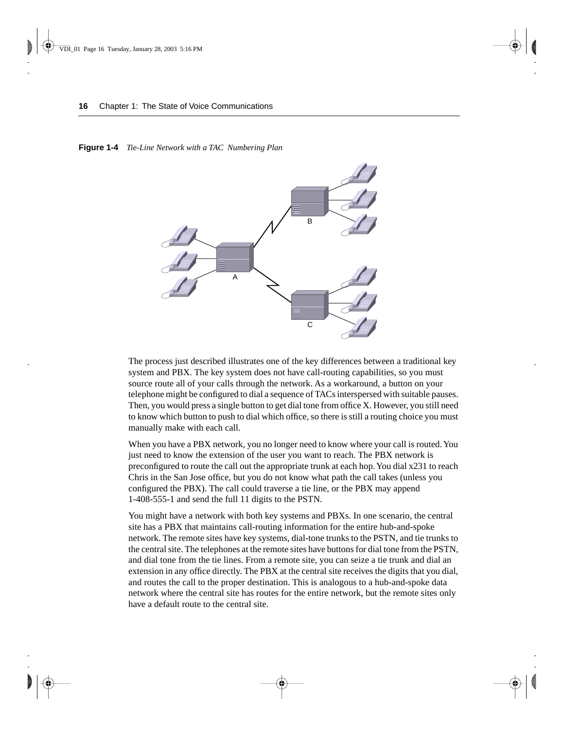**Figure 1-4** *Tie-Line Network with a TAC Numbering Plan*

B

A

C

The process just described illustrates one of the key differences between a traditional key system and PBX. The key system does not have call-routing capabilities, so you must source route all of your calls through the network. As a workaround, a button on your telephone might be configured to dial a sequence of TACs interspersed with suitable pauses. Then, you would press a single button to get dial tone from office X. However, you still need to know which button to push to dial which office, so there is still a routing choice you must manually make with each call.

When you have a PBX network, you no longer need to know where your call is routed. You just need to know the extension of the user you want to reach. The PBX network is preconfigured to route the call out the appropriate trunk at each hop. You dial x231 to reach Chris in the San Jose office, but you do not know what path the call takes (unless you configured the PBX). The call could traverse a tie line, or the PBX may append 1-408-555-1 and send the full 11 digits to the PSTN.

You might have a network with both key systems and PBXs. In one scenario, the central site has a PBX that maintains call-routing information for the entire hub-and-spoke network. The remote sites have key systems, dial-tone trunks to the PSTN, and tie trunks to the central site. The telephones at the remote sites have buttons for dial tone from the PSTN, and dial tone from the tie lines. From a remote site, you can seize a tie trunk and dial an extension in any office directly. The PBX at the central site receives the digits that you dial, and routes the call to the proper destination. This is analogous to a hub-and-spoke data network where the central site has routes for the entire network, but the remote sites only have a default route to the central site.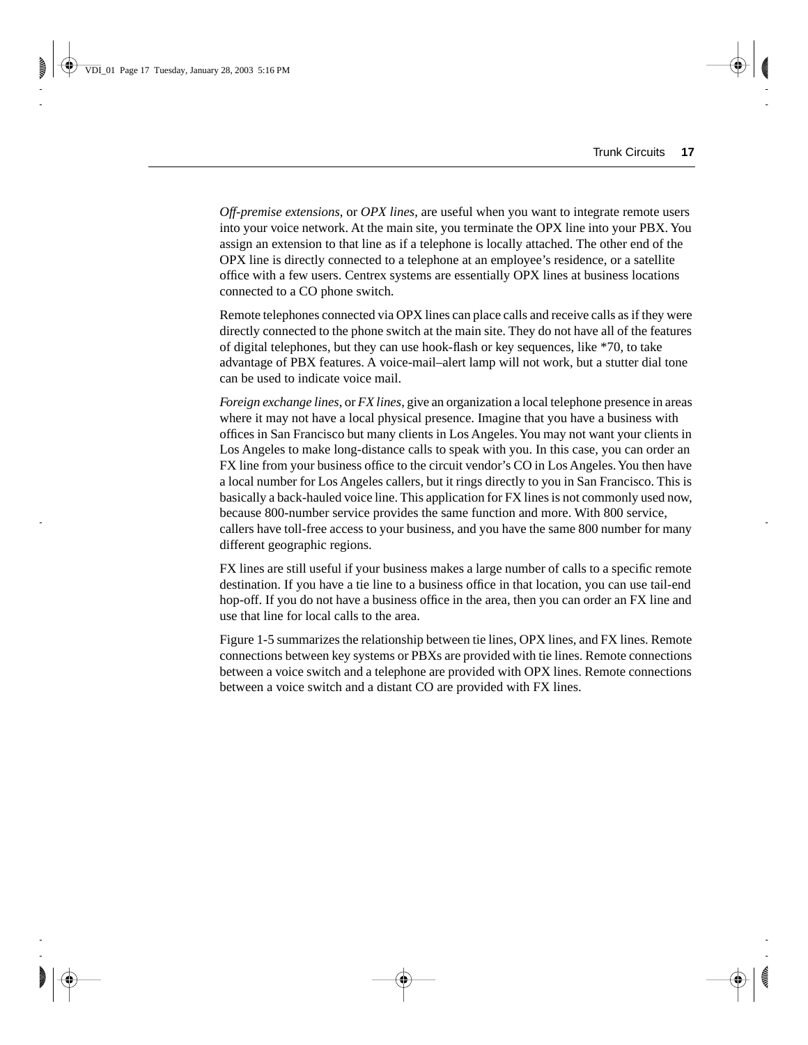*Off-premise extensions*, or *OPX lines*, are useful when you want to integrate remote users into your voice network. At the main site, you terminate the OPX line into your PBX. You assign an extension to that line as if a telephone is locally attached. The other end of the OPX line is directly connected to a telephone at an employee's residence, or a satellite office with a few users. Centrex systems are essentially OPX lines at business locations connected to a CO phone switch.

Remote telephones connected via OPX lines can place calls and receive calls as if they were directly connected to the phone switch at the main site. They do not have all of the features of digital telephones, but they can use hook-flash or key sequences, like *70, to take advantage of PBX features. A voice-mail–alert lamp will not work, but a stutter dial tone can be used to indicate voice mail.

*Foreign exchange lines*, or *FX lines*, give an organization a local telephone presence in areas where it may not have a local physical presence. Imagine that you have a business with offices in San Francisco but many clients in Los Angeles. You may not want your clients in Los Angeles to make long-distance calls to speak with you. In this case, you can order an FX line from your business office to the circuit vendor's CO in Los Angeles. You then have a local number for Los Angeles callers, but it rings directly to you in San Francisco. This is basically a back-hauled voice line. This application for FX lines is not commonly used now, because 800-number service provides the same function and more. With 800 service, callers have toll-free access to your business, and you have the same 800 number for many different geographic regions.

FX lines are still useful if your business makes a large number of calls to a specific remote destination. If you have a tie line to a business office in that location, you can use tail-end hop-off. If you do not have a business office in the area, then you can order an FX line and use that line for local calls to the area.

Figure 1-5 summarizes the relationship between tie lines, OPX lines, and FX lines. Remote connections between key systems or PBXs are provided with tie lines. Remote connections between a voice switch and a telephone are provided with OPX lines. Remote connections between a voice switch and a distant CO are provided with FX lines.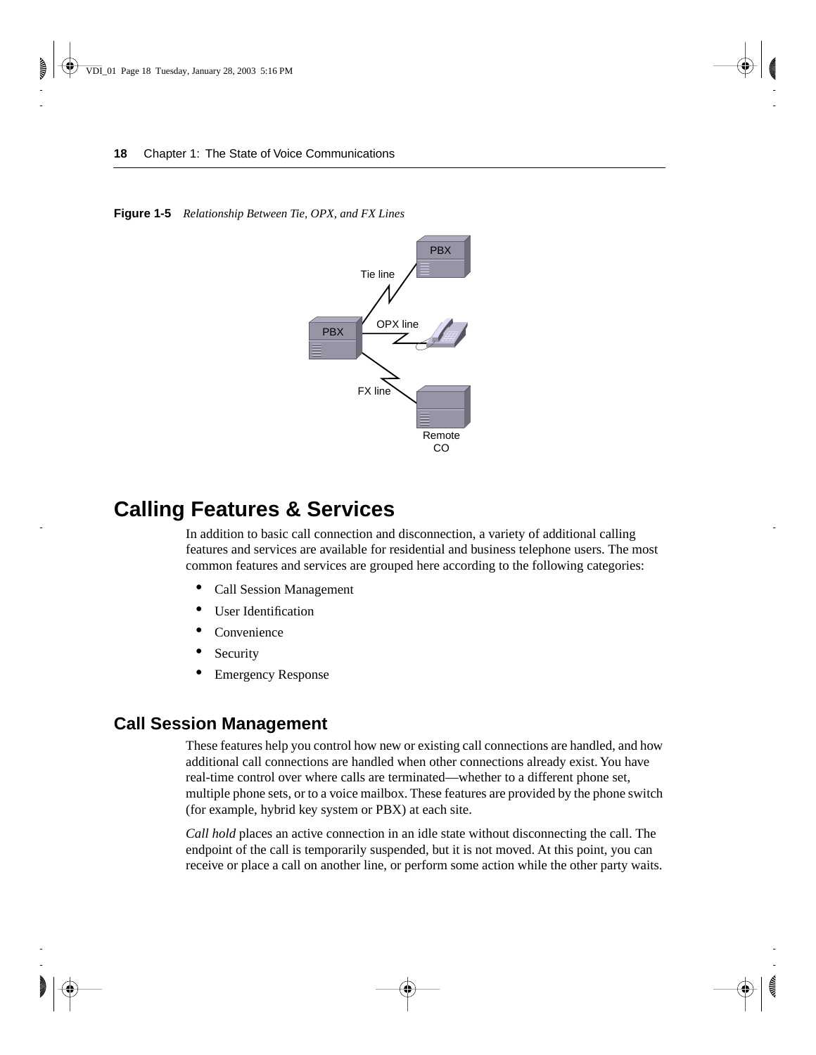**Figure 1-5** *Relationship Between Tie, OPX, and FX Lines*

# Calling Features & Services

In addition to basic call connection and disconnection, a variety of additional calling features and services are available for residential and business telephone users. The most common features and services are grouped here according to the following categories:

- Call Session Management
- User Identification
- Convenience
- Security
- Emergency Response

## Call Session Management

These features help you control how new or existing call connections are handled, and how additional call connections are handled when other connections already exist. You have real-time control over where calls are terminated—whether to a different phone set, multiple phone sets, or to a voice mailbox. These features are provided by the phone switch (for example, hybrid key system or PBX) at each site.

*Call hold* places an active connection in an idle state without disconnecting the call. The endpoint of the call is temporarily suspended, but it is not moved. At this point, you can receive or place a call on another line, or perform some action while the other party waits.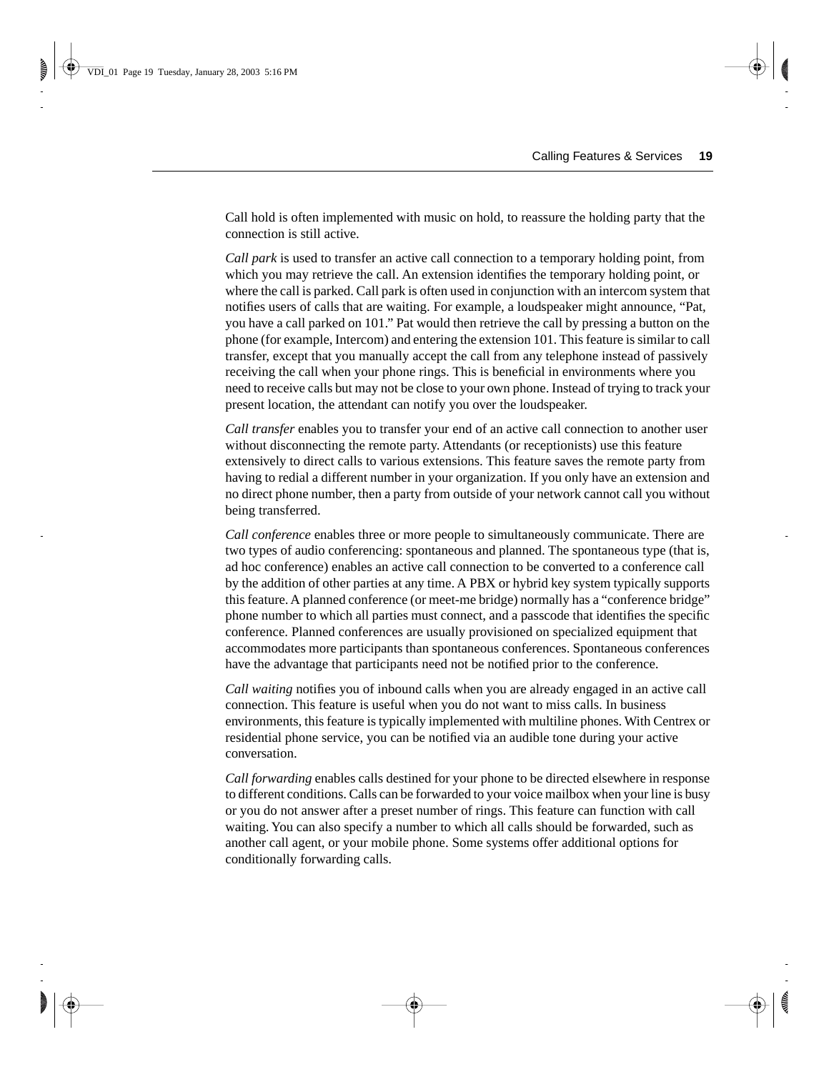Call hold is often implemented with music on hold, to reassure the holding party that the connection is still active.

*Call park* is used to transfer an active call connection to a temporary holding point, from which you may retrieve the call. An extension identifies the temporary holding point, or where the call is parked. Call park is often used in conjunction with an intercom system that notifies users of calls that are waiting. For example, a loudspeaker might announce, "Pat, you have a call parked on 101." Pat would then retrieve the call by pressing a button on the phone (for example, Intercom) and entering the extension 101. This feature is similar to call transfer, except that you manually accept the call from any telephone instead of passively receiving the call when your phone rings. This is beneficial in environments where you need to receive calls but may not be close to your own phone. Instead of trying to track your present location, the attendant can notify you over the loudspeaker.

*Call transfer* enables you to transfer your end of an active call connection to another user without disconnecting the remote party. Attendants (or receptionists) use this feature extensively to direct calls to various extensions. This feature saves the remote party from having to redial a different number in your organization. If you only have an extension and no direct phone number, then a party from outside of your network cannot call you without being transferred.

*Call conference* enables three or more people to simultaneously communicate. There are two types of audio conferencing: spontaneous and planned. The spontaneous type (that is, ad hoc conference) enables an active call connection to be converted to a conference call by the addition of other parties at any time. A PBX or hybrid key system typically supports this feature. A planned conference (or meet-me bridge) normally has a "conference bridge" phone number to which all parties must connect, and a passcode that identifies the specific conference. Planned conferences are usually provisioned on specialized equipment that accommodates more participants than spontaneous conferences. Spontaneous conferences have the advantage that participants need not be notified prior to the conference.

*Call waiting* notifies you of inbound calls when you are already engaged in an active call connection. This feature is useful when you do not want to miss calls. In business environments, this feature is typically implemented with multiline phones. With Centrex or residential phone service, you can be notified via an audible tone during your active conversation.

*Call forwarding* enables calls destined for your phone to be directed elsewhere in response to different conditions. Calls can be forwarded to your voice mailbox when your line is busy or you do not answer after a preset number of rings. This feature can function with call waiting. You can also specify a number to which all calls should be forwarded, such as another call agent, or your mobile phone. Some systems offer additional options for conditionally forwarding calls.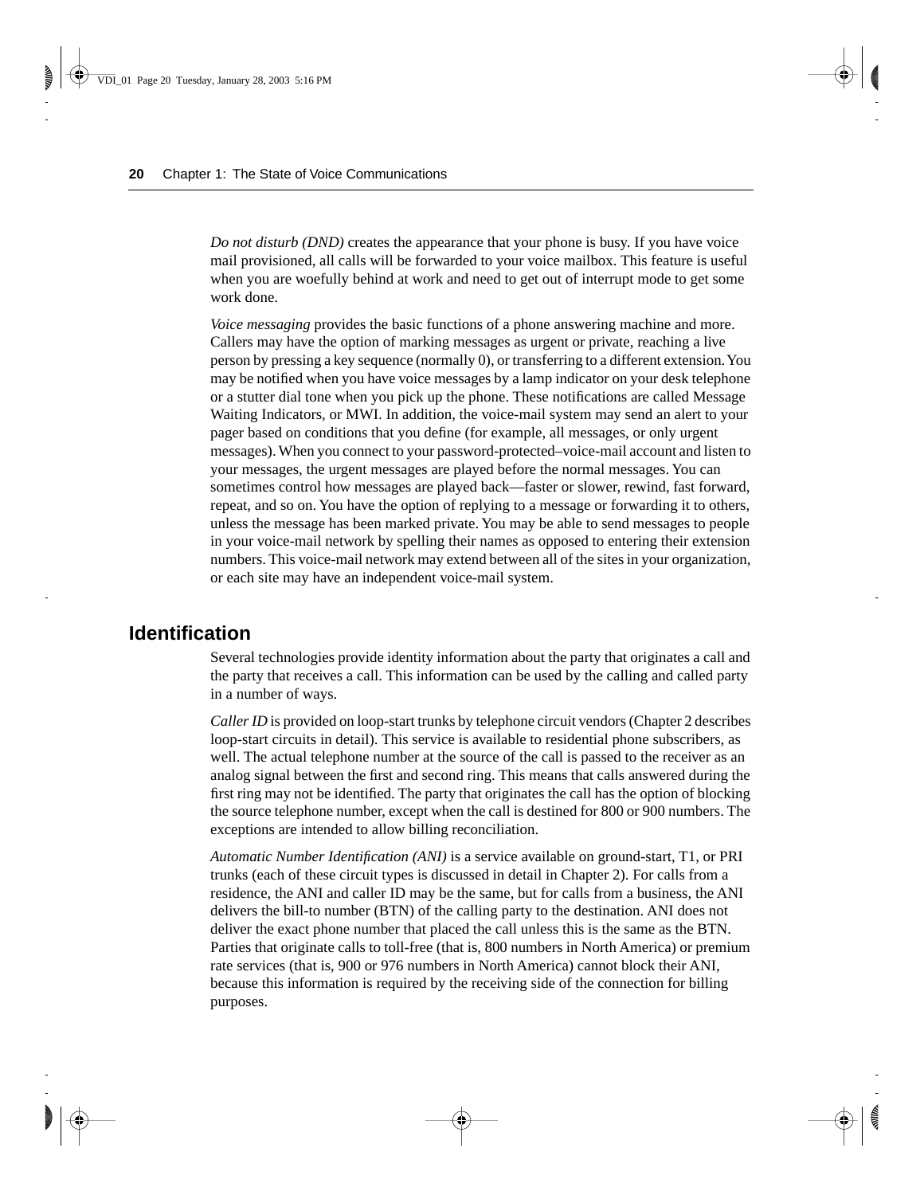*Do not disturb (DND)* creates the appearance that your phone is busy. If you have voice mail provisioned, all calls will be forwarded to your voice mailbox. This feature is useful when you are woefully behind at work and need to get out of interrupt mode to get some work done.

*Voice messaging* provides the basic functions of a phone answering machine and more. Callers may have the option of marking messages as urgent or private, reaching a live person by pressing a key sequence (normally 0), or transferring to a different extension. You may be notified when you have voice messages by a lamp indicator on your desk telephone or a stutter dial tone when you pick up the phone. These notifications are called Message Waiting Indicators, or MWI. In addition, the voice-mail system may send an alert to your pager based on conditions that you define (for example, all messages, or only urgent messages). When you connect to your password-protected–voice-mail account and listen to your messages, the urgent messages are played before the normal messages. You can sometimes control how messages are played back—faster or slower, rewind, fast forward, repeat, and so on. You have the option of replying to a message or forwarding it to others, unless the message has been marked private. You may be able to send messages to people in your voice-mail network by spelling their names as opposed to entering their extension numbers. This voice-mail network may extend between all of the sites in your organization, or each site may have an independent voice-mail system.

## Identification

Several technologies provide identity information about the party that originates a call and the party that receives a call. This information can be used by the calling and called party in a number of ways.

*Caller ID* is provided on loop-start trunks by telephone circuit vendors (Chapter 2 describes loop-start circuits in detail). This service is available to residential phone subscribers, as well. The actual telephone number at the source of the call is passed to the receiver as an analog signal between the first and second ring. This means that calls answered during the first ring may not be identified. The party that originates the call has the option of blocking the source telephone number, except when the call is destined for 800 or 900 numbers. The exceptions are intended to allow billing reconciliation.

*Automatic Number Identification (ANI)* is a service available on ground-start, T1, or PRI trunks (each of these circuit types is discussed in detail in Chapter 2). For calls from a residence, the ANI and caller ID may be the same, but for calls from a business, the ANI delivers the bill-to number (BTN) of the calling party to the destination. ANI does not deliver the exact phone number that placed the call unless this is the same as the BTN. Parties that originate calls to toll-free (that is, 800 numbers in North America) or premium rate services (that is, 900 or 976 numbers in North America) cannot block their ANI, because this information is required by the receiving side of the connection for billing purposes.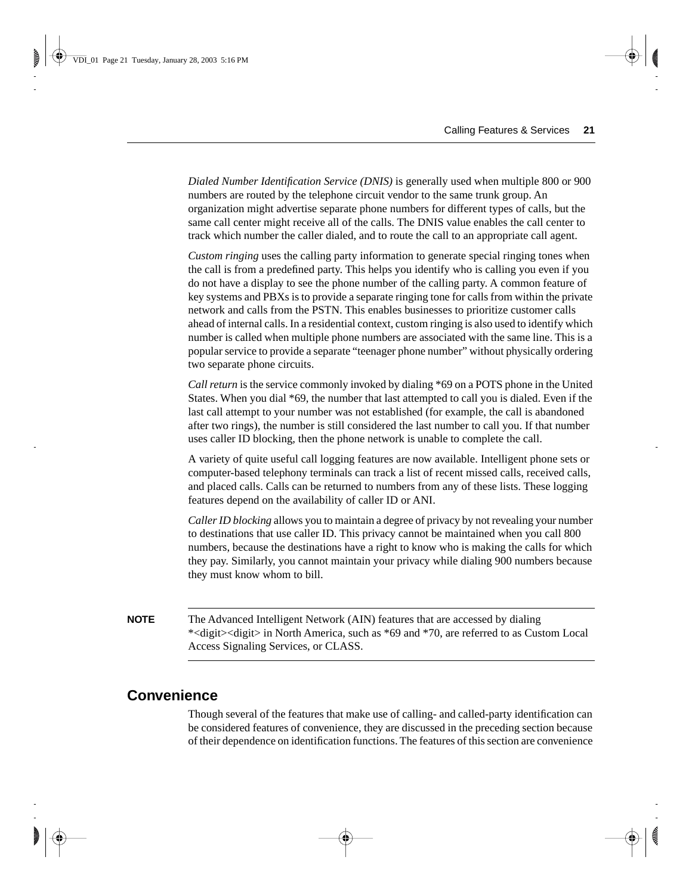*Dialed Number Identification Service (DNIS)* is generally used when multiple 800 or 900 numbers are routed by the telephone circuit vendor to the same trunk group. An organization might advertise separate phone numbers for different types of calls, but the same call center might receive all of the calls. The DNIS value enables the call center to track which number the caller dialed, and to route the call to an appropriate call agent.

*Custom ringing* uses the calling party information to generate special ringing tones when the call is from a predefined party. This helps you identify who is calling you even if you do not have a display to see the phone number of the calling party. A common feature of key systems and PBXs is to provide a separate ringing tone for calls from within the private network and calls from the PSTN. This enables businesses to prioritize customer calls ahead of internal calls. In a residential context, custom ringing is also used to identify which number is called when multiple phone numbers are associated with the same line. This is a popular service to provide a separate "teenager phone number" without physically ordering two separate phone circuits.

*Call return* is the service commonly invoked by dialing *69 on a POTS phone in the United States. When you dial *69, the number that last attempted to call you is dialed. Even if the last call attempt to your number was not established (for example, the call is abandoned after two rings), the number is still considered the last number to call you. If that number uses caller ID blocking, then the phone network is unable to complete the call.

A variety of quite useful call logging features are now available. Intelligent phone sets or computer-based telephony terminals can track a list of recent missed calls, received calls, and placed calls. Calls can be returned to numbers from any of these lists. These logging features depend on the availability of caller ID or ANI.

*Caller ID blocking* allows you to maintain a degree of privacy by not revealing your number to destinations that use caller ID. This privacy cannot be maintained when you call 800 numbers, because the destinations have a right to know who is making the calls for which they pay. Similarly, you cannot maintain your privacy while dialing 900 numbers because they must know whom to bill.

---

**NOTE** The Advanced Intelligent Network (AIN) features that are accessed by dialing *<digit><digit> in North America, such as *69 and *70, are referred to as Custom Local Access Signaling Services, or CLASS.

---

## Convenience

Though several of the features that make use of calling- and called-party identification can be considered features of convenience, they are discussed in the preceding section because of their dependence on identification functions. The features of this section are convenience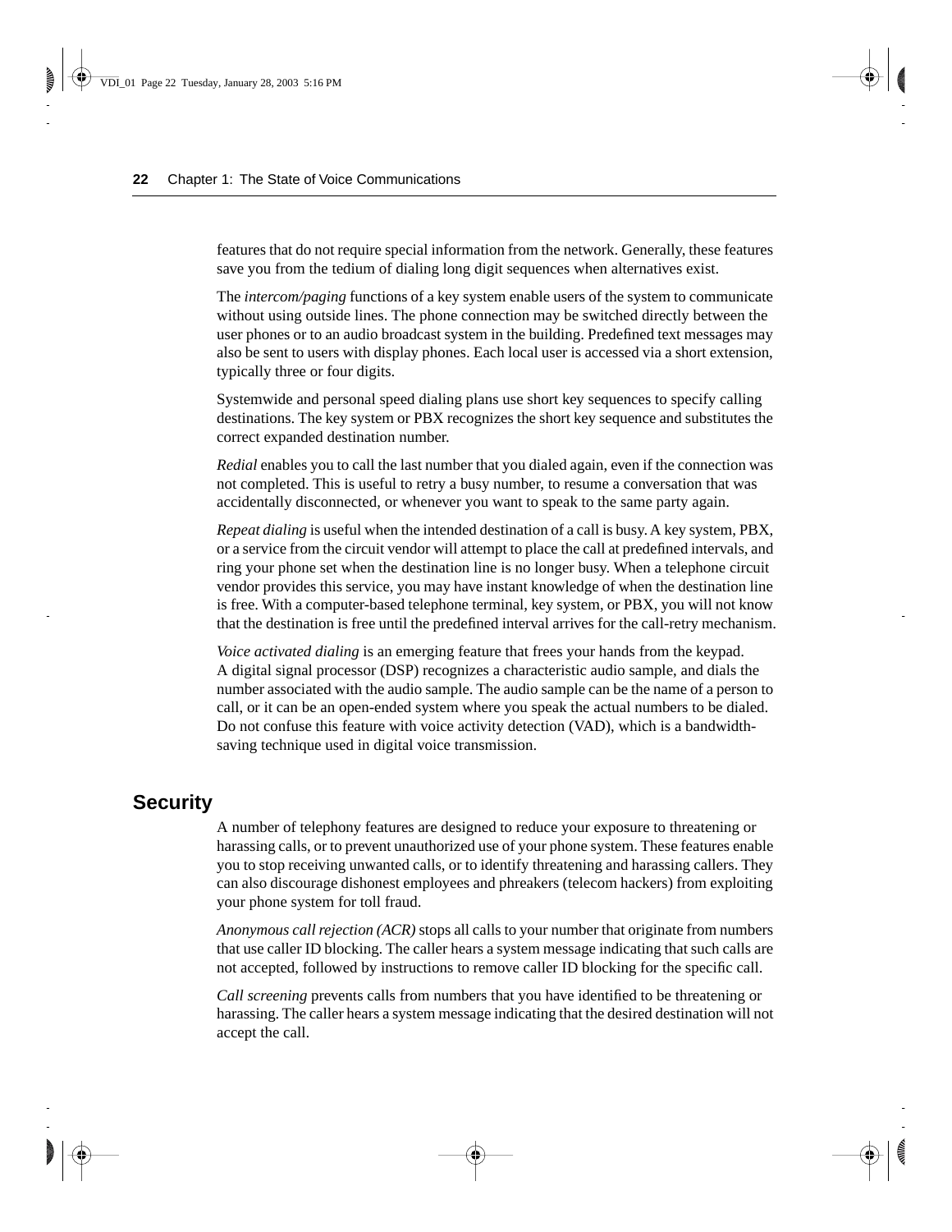features that do not require special information from the network. Generally, these features save you from the tedium of dialing long digit sequences when alternatives exist.

The *intercom/paging* functions of a key system enable users of the system to communicate without using outside lines. The phone connection may be switched directly between the user phones or to an audio broadcast system in the building. Predefined text messages may also be sent to users with display phones. Each local user is accessed via a short extension, typically three or four digits.

Systemwide and personal speed dialing plans use short key sequences to specify calling destinations. The key system or PBX recognizes the short key sequence and substitutes the correct expanded destination number.

*Redial* enables you to call the last number that you dialed again, even if the connection was not completed. This is useful to retry a busy number, to resume a conversation that was accidentally disconnected, or whenever you want to speak to the same party again.

*Repeat dialing* is useful when the intended destination of a call is busy. A key system, PBX, or a service from the circuit vendor will attempt to place the call at predefined intervals, and ring your phone set when the destination line is no longer busy. When a telephone circuit vendor provides this service, you may have instant knowledge of when the destination line is free. With a computer-based telephone terminal, key system, or PBX, you will not know that the destination is free until the predefined interval arrives for the call-retry mechanism.

*Voice activated dialing* is an emerging feature that frees your hands from the keypad. A digital signal processor (DSP) recognizes a characteristic audio sample, and dials the number associated with the audio sample. The audio sample can be the name of a person to call, or it can be an open-ended system where you speak the actual numbers to be dialed. Do not confuse this feature with voice activity detection (VAD), which is a bandwidth-saving technique used in digital voice transmission.

## Security

A number of telephony features are designed to reduce your exposure to threatening or harassing calls, or to prevent unauthorized use of your phone system. These features enable you to stop receiving unwanted calls, or to identify threatening and harassing callers. They can also discourage dishonest employees and phreakers (telecom hackers) from exploiting your phone system for toll fraud.

*Anonymous call rejection (ACR)* stops all calls to your number that originate from numbers that use caller ID blocking. The caller hears a system message indicating that such calls are not accepted, followed by instructions to remove caller ID blocking for the specific call.

*Call screening* prevents calls from numbers that you have identified to be threatening or harassing. The caller hears a system message indicating that the desired destination will not accept the call.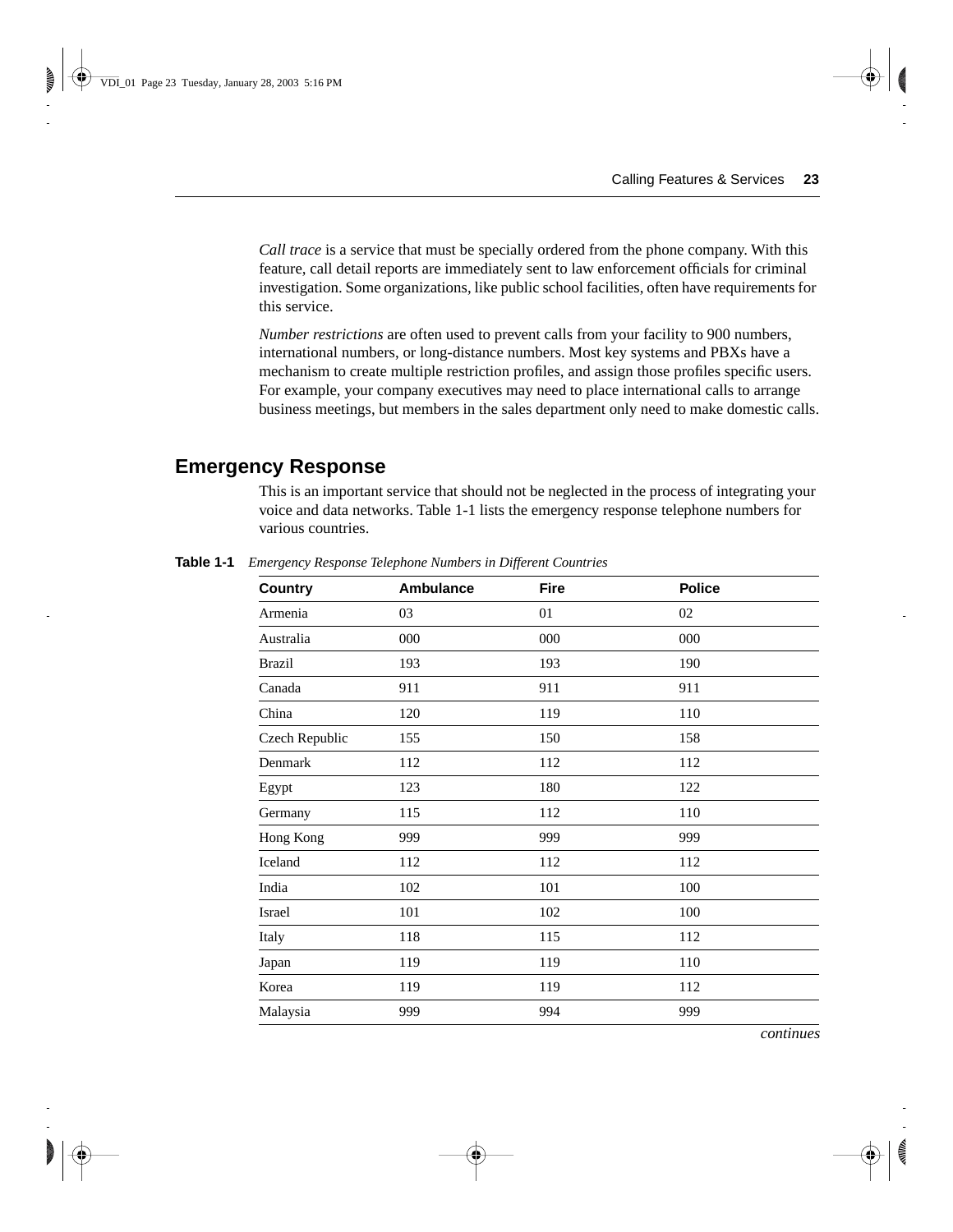*Call trace* is a service that must be specially ordered from the phone company. With this feature, call detail reports are immediately sent to law enforcement officials for criminal investigation. Some organizations, like public school facilities, often have requirements for this service.

*Number restrictions* are often used to prevent calls from your facility to 900 numbers, international numbers, or long-distance numbers. Most key systems and PBXs have a mechanism to create multiple restriction profiles, and assign those profiles specific users. For example, your company executives may need to place international calls to arrange business meetings, but members in the sales department only need to make domestic calls.

## Emergency Response

This is an important service that should not be neglected in the process of integrating your voice and data networks. Table 1-1 lists the emergency response telephone numbers for various countries.

**Table 1-1** *Emergency Response Telephone Numbers in Different Countries*

| Country | Ambulance | Fire | Police |
|---|---|---|---|
| Armenia | 03 | 01 | 02 |
| Australia | 000 | 000 | 000 |
| Brazil | 193 | 193 | 190 |
| Canada | 911 | 911 | 911 |
| China | 120 | 119 | 110 |
| Czech Republic | 155 | 150 | 158 |
| Denmark | 112 | 112 | 112 |
| Egypt | 123 | 180 | 122 |
| Germany | 115 | 112 | 110 |
| Hong Kong | 999 | 999 | 999 |
| Iceland | 112 | 112 | 112 |
| India | 102 | 101 | 100 |
| Israel | 101 | 102 | 100 |
| Italy | 118 | 115 | 112 |
| Japan | 119 | 119 | 110 |
| Korea | 119 | 119 | 112 |
| Malaysia | 999 | 994 | 999 |

*continues*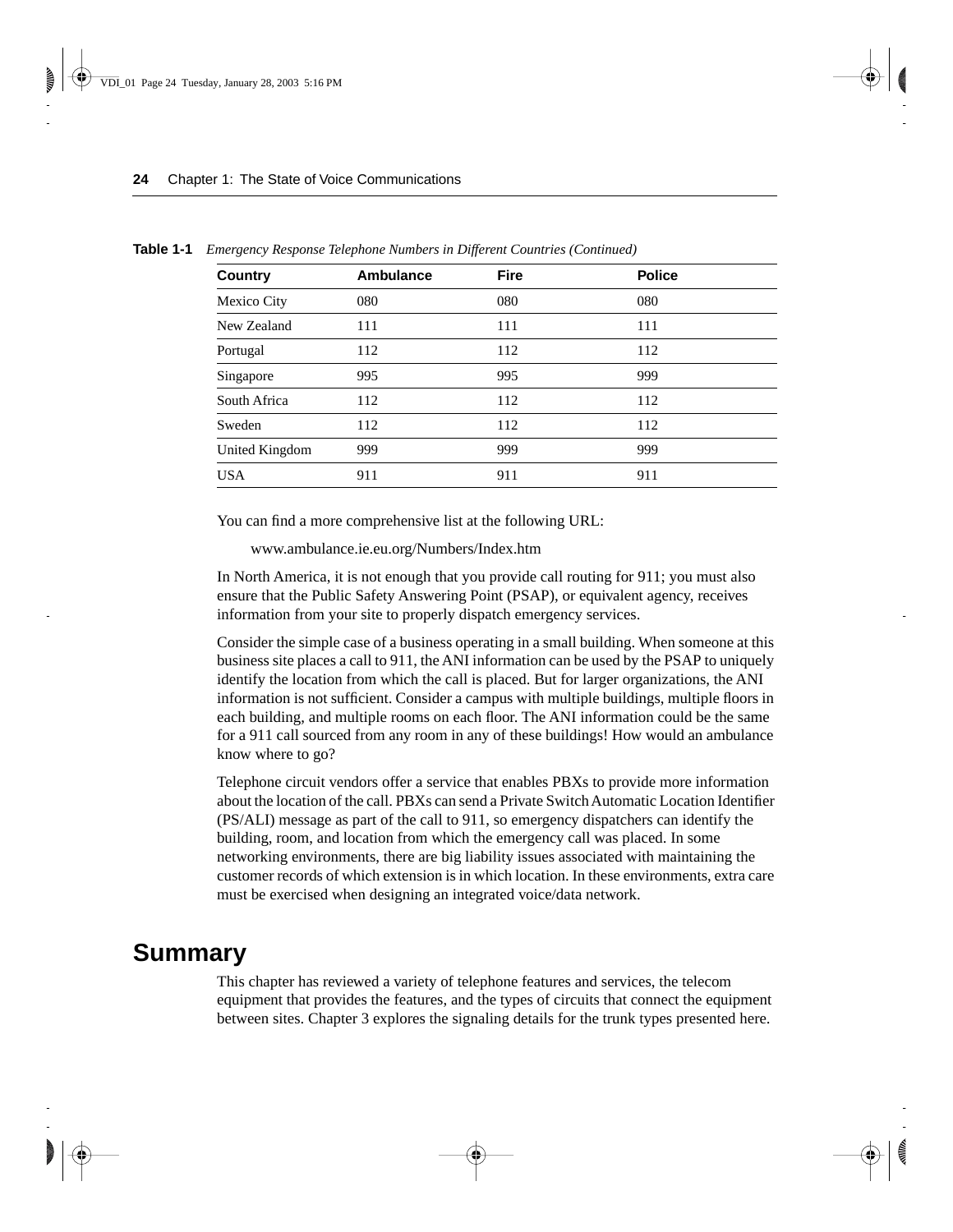**Table 1-1** *Emergency Response Telephone Numbers in Different Countries (Continued)*

| Country | Ambulance | Fire | Police |
|---|---|---|---|
| Mexico City | 080 | 080 | 080 |
| New Zealand | 111 | 111 | 111 |
| Portugal | 112 | 112 | 112 |
| Singapore | 995 | 995 | 999 |
| South Africa | 112 | 112 | 112 |
| Sweden | 112 | 112 | 112 |
| United Kingdom | 999 | 999 | 999 |
| USA | 911 | 911 | 911 |

You can find a more comprehensive list at the following URL:

www.ambulance.ie.eu.org/Numbers/Index.htm

In North America, it is not enough that you provide call routing for 911; you must also ensure that the Public Safety Answering Point (PSAP), or equivalent agency, receives information from your site to properly dispatch emergency services.

Consider the simple case of a business operating in a small building. When someone at this business site places a call to 911, the ANI information can be used by the PSAP to uniquely identify the location from which the call is placed. But for larger organizations, the ANI information is not sufficient. Consider a campus with multiple buildings, multiple floors in each building, and multiple rooms on each floor. The ANI information could be the same for a 911 call sourced from any room in any of these buildings! How would an ambulance know where to go?

Telephone circuit vendors offer a service that enables PBXs to provide more information about the location of the call. PBXs can send a Private Switch Automatic Location Identifier (PS/ALI) message as part of the call to 911, so emergency dispatchers can identify the building, room, and location from which the emergency call was placed. In some networking environments, there are big liability issues associated with maintaining the customer records of which extension is in which location. In these environments, extra care must be exercised when designing an integrated voice/data network.

## Summary

This chapter has reviewed a variety of telephone features and services, the telecom equipment that provides the features, and the types of circuits that connect the equipment between sites. Chapter 3 explores the signaling details for the trunk types presented here.